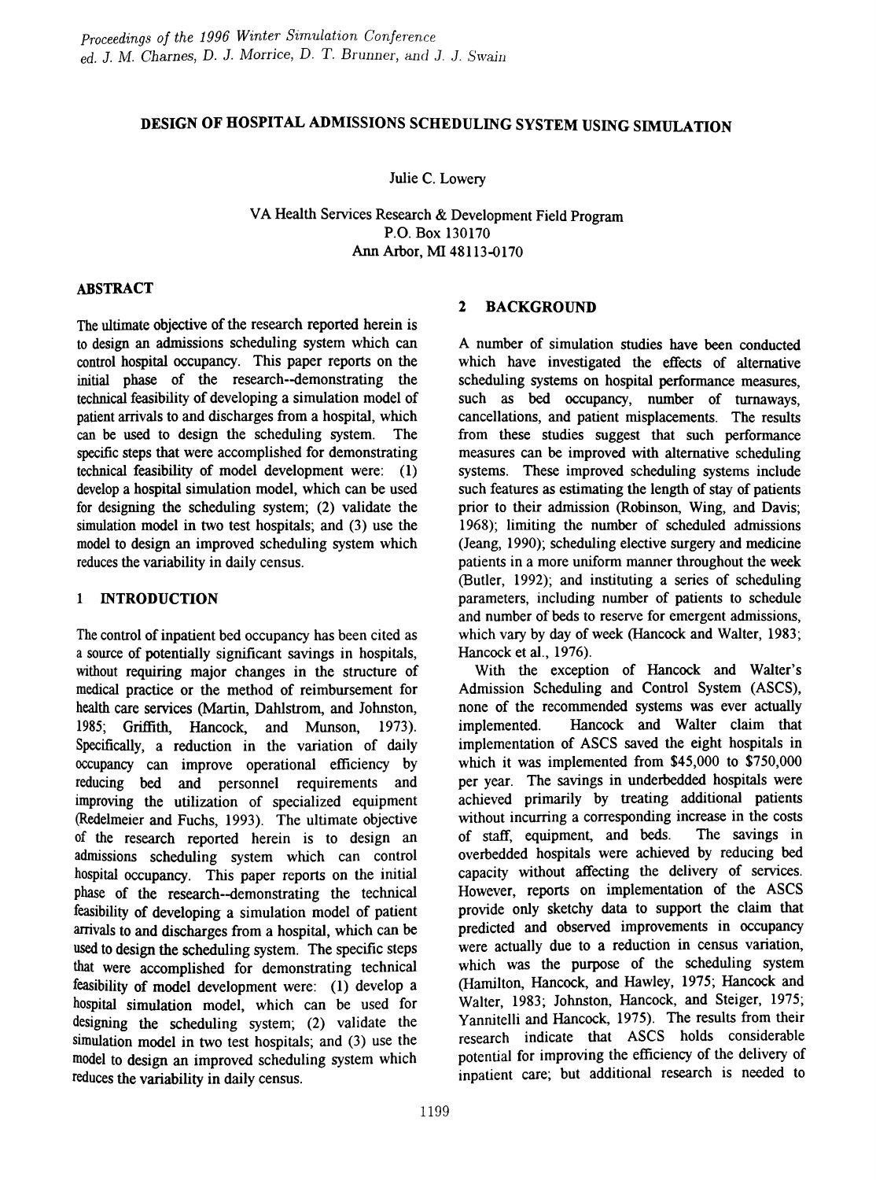*Proceedings of the 1996 Winter Simulation Conference*
*ed. J. M. Charnes, D. J. Morrice, D. T. Brunner, and J. J. Swain*

# DESIGN OF HOSPITAL ADMISSIONS SCHEDULING SYSTEM USING SIMULATION

Julie C. Lowery

VA Health Services Research & Development Field Program
P.O. Box 130170
Ann Arbor, MI 48113-0170

## ABSTRACT

The ultimate objective of the research reported herein is to design an admissions scheduling system which can control hospital occupancy. This paper reports on the initial phase of the research--demonstrating the technical feasibility of developing a simulation model of patient arrivals to and discharges from a hospital, which can be used to design the scheduling system. The specific steps that were accomplished for demonstrating technical feasibility of model development were: (1) develop a hospital simulation model, which can be used for designing the scheduling system; (2) validate the simulation model in two test hospitals; and (3) use the model to design an improved scheduling system which reduces the variability in daily census.

## 1 INTRODUCTION

The control of inpatient bed occupancy has been cited as a source of potentially significant savings in hospitals, without requiring major changes in the structure of medical practice or the method of reimbursement for health care services (Martin, Dahlstrom, and Johnston, 1985; Griffith, Hancock, and Munson, 1973). Specifically, a reduction in the variation of daily occupancy can improve operational efficiency by reducing bed and personnel requirements and improving the utilization of specialized equipment (Redelmeier and Fuchs, 1993). The ultimate objective of the research reported herein is to design an admissions scheduling system which can control hospital occupancy. This paper reports on the initial phase of the research--demonstrating the technical feasibility of developing a simulation model of patient arrivals to and discharges from a hospital, which can be used to design the scheduling system. The specific steps that were accomplished for demonstrating technical feasibility of model development were: (1) develop a hospital simulation model, which can be used for designing the scheduling system; (2) validate the simulation model in two test hospitals; and (3) use the model to design an improved scheduling system which reduces the variability in daily census.

## 2 BACKGROUND

A number of simulation studies have been conducted which have investigated the effects of alternative scheduling systems on hospital performance measures, such as bed occupancy, number of turnaways, cancellations, and patient misplacements. The results from these studies suggest that such performance measures can be improved with alternative scheduling systems. These improved scheduling systems include such features as estimating the length of stay of patients prior to their admission (Robinson, Wing, and Davis; 1968); limiting the number of scheduled admissions (Jeang, 1990); scheduling elective surgery and medicine patients in a more uniform manner throughout the week (Butler, 1992); and instituting a series of scheduling parameters, including number of patients to schedule and number of beds to reserve for emergent admissions, which vary by day of week (Hancock and Walter, 1983; Hancock et al., 1976).

With the exception of Hancock and Walter's Admission Scheduling and Control System (ASCS), none of the recommended systems was ever actually implemented. Hancock and Walter claim that implementation of ASCS saved the eight hospitals in which it was implemented from $45,000 to $750,000 per year. The savings in underbedded hospitals were achieved primarily by treating additional patients without incurring a corresponding increase in the costs of staff, equipment, and beds. The savings in overbedded hospitals were achieved by reducing bed capacity without affecting the delivery of services. However, reports on implementation of the ASCS provide only sketchy data to support the claim that predicted and observed improvements in occupancy were actually due to a reduction in census variation, which was the purpose of the scheduling system (Hamilton, Hancock, and Hawley, 1975; Hancock and Walter, 1983; Johnston, Hancock, and Steiger, 1975; Yannitelli and Hancock, 1975). The results from their research indicate that ASCS holds considerable potential for improving the efficiency of the delivery of inpatient care; but additional research is needed to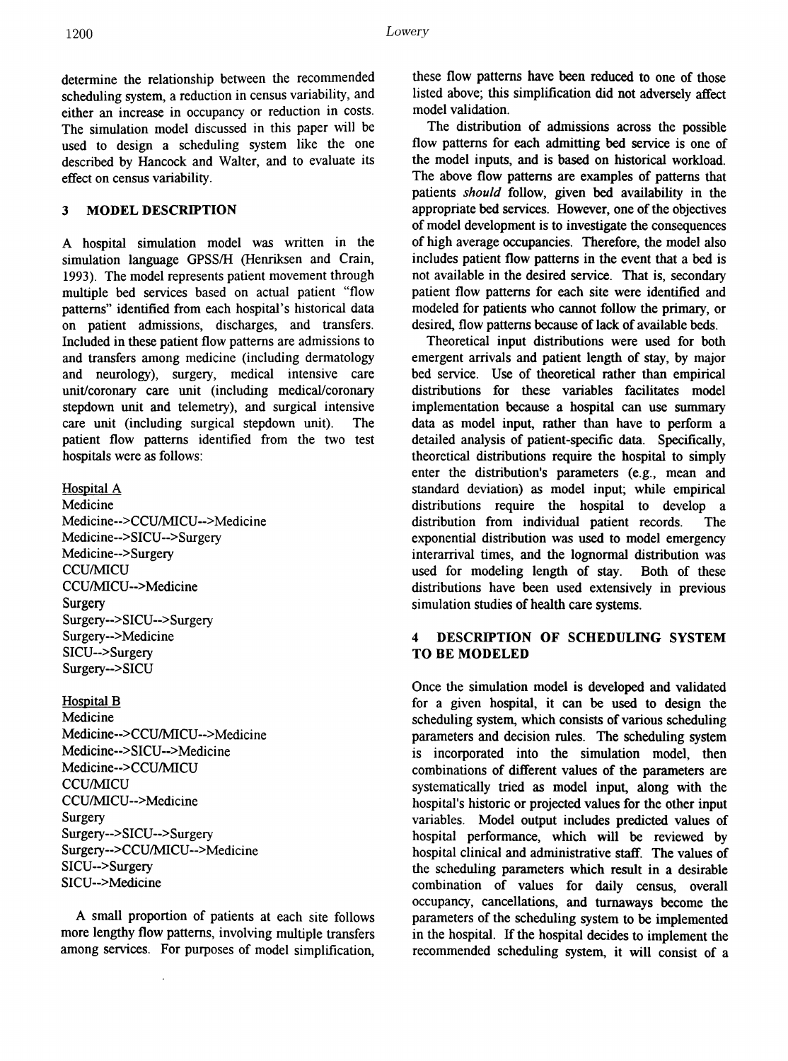determine the relationship between the recommended scheduling system, a reduction in census variability, and either an increase in occupancy or reduction in costs. The simulation model discussed in this paper will be used to design a scheduling system like the one described by Hancock and Walter, and to evaluate its effect on census variability.

## 3 MODEL DESCRIPTION

A hospital simulation model was written in the simulation language GPSS/H (Henriksen and Crain, 1993). The model represents patient movement through multiple bed services based on actual patient "flow patterns" identified from each hospital's historical data on patient admissions, discharges, and transfers. Included in these patient flow patterns are admissions to and transfers among medicine (including dermatology and neurology), surgery, medical intensive care unit/coronary care unit (including medical/coronary stepdown unit and telemetry), and surgical intensive care unit (including surgical stepdown unit). The patient flow patterns identified from the two test hospitals were as follows:

Hospital A

Medicine
Medicine-->CCU/MICU-->Medicine
Medicine-->SICU-->Surgery
Medicine-->Surgery
CCU/MICU
CCU/MICU-->Medicine
Surgery
Surgery-->SICU-->Surgery
Surgery-->Medicine
SICU-->Surgery
Surgery-->SICU

Hospital B

Medicine
Medicine-->CCU/MICU-->Medicine
Medicine-->SICU-->Medicine
Medicine-->CCU/MICU
CCU/MICU
CCU/MICU-->Medicine
Surgery
Surgery-->SICU-->Surgery
Surgery-->CCU/MICU-->Medicine
SICU-->Surgery
SICU-->Medicine

A small proportion of patients at each site follows more lengthy flow patterns, involving multiple transfers among services. For purposes of model simplification, these flow patterns have been reduced to one of those listed above; this simplification did not adversely affect model validation.

The distribution of admissions across the possible flow patterns for each admitting bed service is one of the model inputs, and is based on historical workload. The above flow patterns are examples of patterns that patients *should* follow, given bed availability in the appropriate bed services. However, one of the objectives of model development is to investigate the consequences of high average occupancies. Therefore, the model also includes patient flow patterns in the event that a bed is not available in the desired service. That is, secondary patient flow patterns for each site were identified and modeled for patients who cannot follow the primary, or desired, flow patterns because of lack of available beds.

Theoretical input distributions were used for both emergent arrivals and patient length of stay, by major bed service. Use of theoretical rather than empirical distributions for these variables facilitates model implementation because a hospital can use summary data as model input, rather than have to perform a detailed analysis of patient-specific data. Specifically, theoretical distributions require the hospital to simply enter the distribution's parameters (e.g., mean and standard deviation) as model input; while empirical distributions require the hospital to develop a distribution from individual patient records. The exponential distribution was used to model emergency interarrival times, and the lognormal distribution was used for modeling length of stay. Both of these distributions have been used extensively in previous simulation studies of health care systems.

## 4 DESCRIPTION OF SCHEDULING SYSTEM TO BE MODELED

Once the simulation model is developed and validated for a given hospital, it can be used to design the scheduling system, which consists of various scheduling parameters and decision rules. The scheduling system is incorporated into the simulation model, then combinations of different values of the parameters are systematically tried as model input, along with the hospital's historic or projected values for the other input variables. Model output includes predicted values of hospital performance, which will be reviewed by hospital clinical and administrative staff. The values of the scheduling parameters which result in a desirable combination of values for daily census, overall occupancy, cancellations, and turnaways become the parameters of the scheduling system to be implemented in the hospital. If the hospital decides to implement the recommended scheduling system, it will consist of a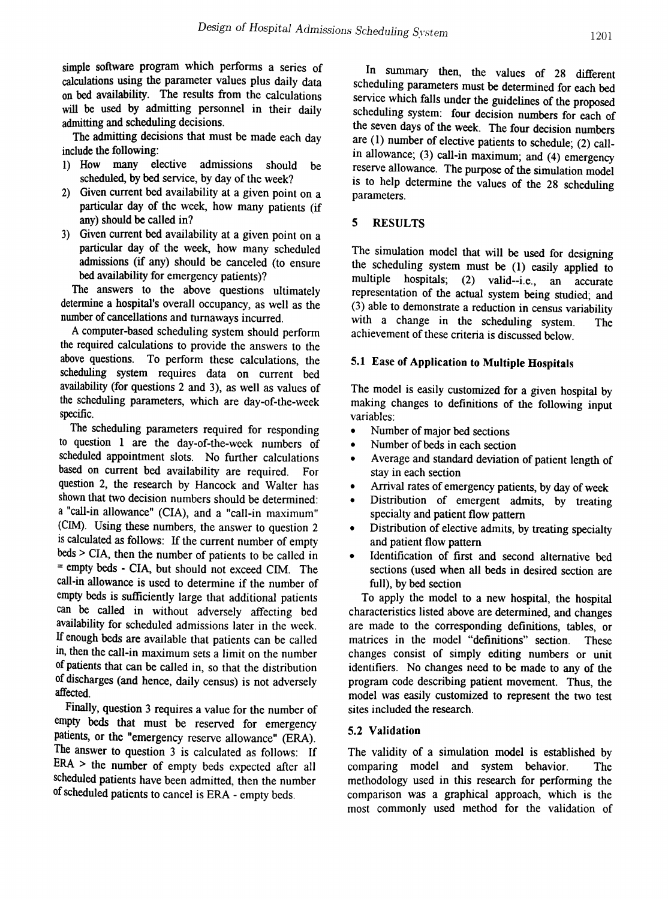simple software program which performs a series of calculations using the parameter values plus daily data on bed availability. The results from the calculations will be used by admitting personnel in their daily admitting and scheduling decisions.

The admitting decisions that must be made each day include the following:

1) How many elective admissions should be scheduled, by bed service, by day of the week?
2) Given current bed availability at a given point on a particular day of the week, how many patients (if any) should be called in?
3) Given current bed availability at a given point on a particular day of the week, how many scheduled admissions (if any) should be canceled (to ensure bed availability for emergency patients)?

The answers to the above questions ultimately determine a hospital's overall occupancy, as well as the number of cancellations and turnaways incurred.

A computer-based scheduling system should perform the required calculations to provide the answers to the above questions. To perform these calculations, the scheduling system requires data on current bed availability (for questions 2 and 3), as well as values of the scheduling parameters, which are day-of-the-week specific.

The scheduling parameters required for responding to question 1 are the day-of-the-week numbers of scheduled appointment slots. No further calculations based on current bed availability are required. For question 2, the research by Hancock and Walter has shown that two decision numbers should be determined: a "call-in allowance" (CIA), and a "call-in maximum" (CIM). Using these numbers, the answer to question 2 is calculated as follows: If the current number of empty beds > CIA, then the number of patients to be called in = empty beds - CIA, but should not exceed CIM. The call-in allowance is used to determine if the number of empty beds is sufficiently large that additional patients can be called in without adversely affecting bed availability for scheduled admissions later in the week. If enough beds are available that patients can be called in, then the call-in maximum sets a limit on the number of patients that can be called in, so that the distribution of discharges (and hence, daily census) is not adversely affected.

Finally, question 3 requires a value for the number of empty beds that must be reserved for emergency patients, or the "emergency reserve allowance" (ERA). The answer to question 3 is calculated as follows: If ERA > the number of empty beds expected after all scheduled patients have been admitted, then the number of scheduled patients to cancel is ERA - empty beds.

In summary then, the values of 28 different scheduling parameters must be determined for each bed service which falls under the guidelines of the proposed scheduling system: four decision numbers for each of the seven days of the week. The four decision numbers are (1) number of elective patients to schedule; (2) call-in allowance; (3) call-in maximum; and (4) emergency reserve allowance. The purpose of the simulation model is to help determine the values of the 28 scheduling parameters.

## 5 RESULTS

The simulation model that will be used for designing the scheduling system must be (1) easily applied to multiple hospitals; (2) valid--i.e., an accurate representation of the actual system being studied; and (3) able to demonstrate a reduction in census variability with a change in the scheduling system. The achievement of these criteria is discussed below.

### 5.1 Ease of Application to Multiple Hospitals

The model is easily customized for a given hospital by making changes to definitions of the following input variables:

- Number of major bed sections
- Number of beds in each section
- Average and standard deviation of patient length of stay in each section
- Arrival rates of emergency patients, by day of week
- Distribution of emergent admits, by treating specialty and patient flow pattern
- Distribution of elective admits, by treating specialty and patient flow pattern
- Identification of first and second alternative bed sections (used when all beds in desired section are full), by bed section

To apply the model to a new hospital, the hospital characteristics listed above are determined, and changes are made to the corresponding definitions, tables, or matrices in the model "definitions" section. These changes consist of simply editing numbers or unit identifiers. No changes need to be made to any of the program code describing patient movement. Thus, the model was easily customized to represent the two test sites included the research.

### 5.2 Validation

The validity of a simulation model is established by comparing model and system behavior. The methodology used in this research for performing the comparison was a graphical approach, which is the most commonly used method for the validation of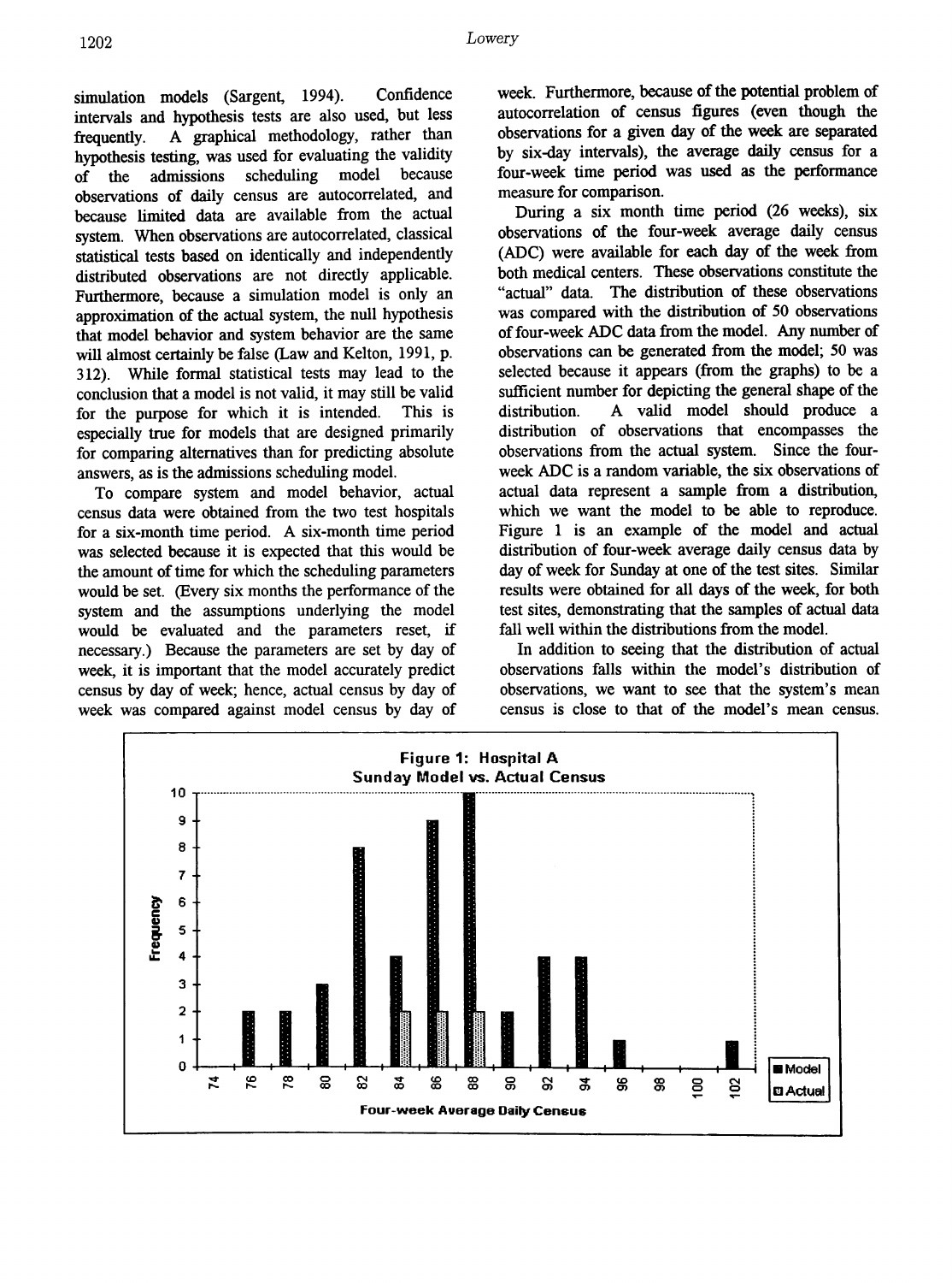simulation models (Sargent, 1994). Confidence intervals and hypothesis tests are also used, but less frequently. A graphical methodology, rather than hypothesis testing, was used for evaluating the validity of the admissions scheduling model because observations of daily census are autocorrelated, and because limited data are available from the actual system. When observations are autocorrelated, classical statistical tests based on identically and independently distributed observations are not directly applicable. Furthermore, because a simulation model is only an approximation of the actual system, the null hypothesis that model behavior and system behavior are the same will almost certainly be false (Law and Kelton, 1991, p. 312). While formal statistical tests may lead to the conclusion that a model is not valid, it may still be valid for the purpose for which it is intended. This is especially true for models that are designed primarily for comparing alternatives than for predicting absolute answers, as is the admissions scheduling model.

To compare system and model behavior, actual census data were obtained from the two test hospitals for a six-month time period. A six-month time period was selected because it is expected that this would be the amount of time for which the scheduling parameters would be set. (Every six months the performance of the system and the assumptions underlying the model would be evaluated and the parameters reset, if necessary.) Because the parameters are set by day of week, it is important that the model accurately predict census by day of week; hence, actual census by day of week was compared against model census by day of week. Furthermore, because of the potential problem of autocorrelation of census figures (even though the observations for a given day of the week are separated by six-day intervals), the average daily census for a four-week time period was used as the performance measure for comparison.

During a six month time period (26 weeks), six observations of the four-week average daily census (ADC) were available for each day of the week from both medical centers. These observations constitute the "actual" data. The distribution of these observations was compared with the distribution of 50 observations of four-week ADC data from the model. Any number of observations can be generated from the model; 50 was selected because it appears (from the graphs) to be a sufficient number for depicting the general shape of the distribution. A valid model should produce a distribution of observations that encompasses the observations from the actual system. Since the four-week ADC is a random variable, the six observations of actual data represent a sample from a distribution, which we want the model to be able to reproduce. Figure 1 is an example of the model and actual distribution of four-week average daily census data by day of week for Sunday at one of the test sites. Similar results were obtained for all days of the week, for both test sites, demonstrating that the samples of actual data fall well within the distributions from the model.

In addition to seeing that the distribution of actual observations falls within the model's distribution of observations, we want to see that the system's mean census is close to that of the model's mean census.

**Figure 1: Hospital A**
**Sunday Model vs. Actual Census**

| Four-week Average Daily Census | Model | Actual |
|---|---|---|
| 74 | 0 | 0 |
| 76 | 2 | 0 |
| 78 | 2 | 0 |
| 80 | 3 | 0 |
| 82 | 8 | 0 |
| 84 | 4 | 2 |
| 86 | 9 | 2 |
| 88 | 10 | 2 |
| 90 | 2 | 0 |
| 92 | 4 | 0 |
| 94 | 4 | 0 |
| 96 | 1 | 0 |
| 98 | 0 | 0 |
| 100 | 0 | 0 |
| 102 | 1 | 0 |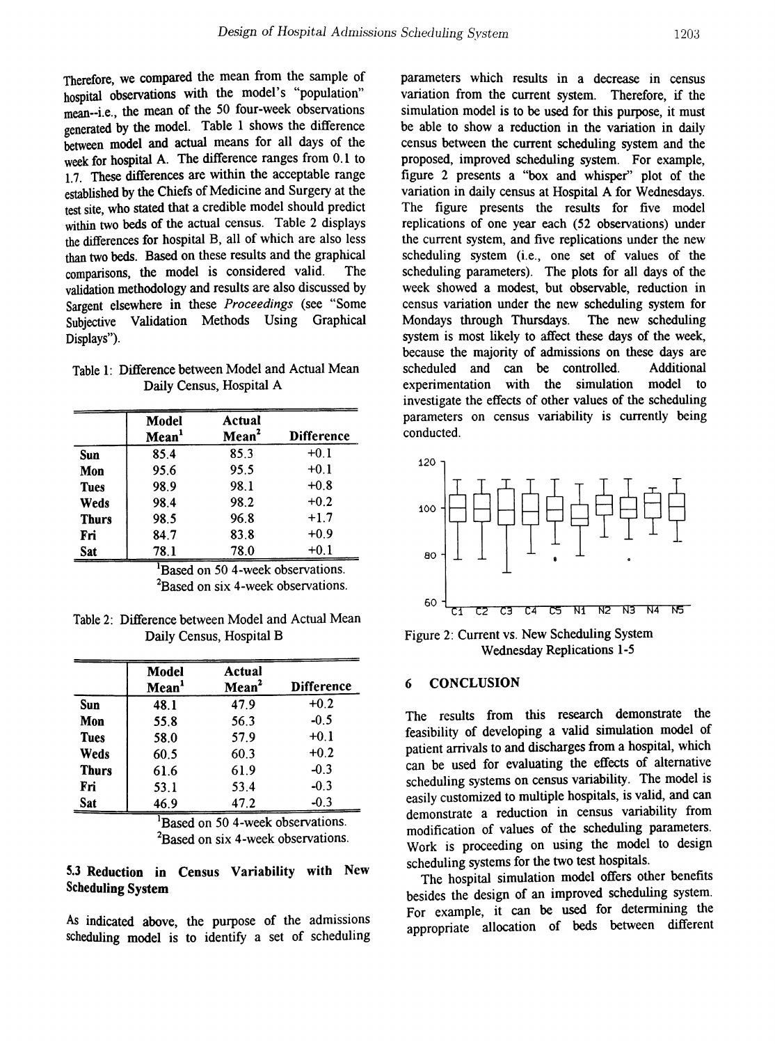Therefore, we compared the mean from the sample of hospital observations with the model's "population" mean--i.e., the mean of the 50 four-week observations generated by the model. Table 1 shows the difference between model and actual means for all days of the week for hospital A. The difference ranges from 0.1 to 1.7. These differences are within the acceptable range established by the Chiefs of Medicine and Surgery at the test site, who stated that a credible model should predict within two beds of the actual census. Table 2 displays the differences for hospital B, all of which are also less than two beds. Based on these results and the graphical comparisons, the model is considered valid. The validation methodology and results are also discussed by Sargent elsewhere in these *Proceedings* (see "Some Subjective Validation Methods Using Graphical Displays").

Table 1: Difference between Model and Actual Mean Daily Census, Hospital A

| | Model Mean[1] | Actual Mean[2] | Difference |
|---|---|---|---|
| **Sun** | 85.4 | 85.3 | +0.1 |
| **Mon** | 95.6 | 95.5 | +0.1 |
| **Tues** | 98.9 | 98.1 | +0.8 |
| **Weds** | 98.4 | 98.2 | +0.2 |
| **Thurs** | 98.5 | 96.8 | +1.7 |
| **Fri** | 84.7 | 83.8 | +0.9 |
| **Sat** | 78.1 | 78.0 | +0.1 |

[1]Based on 50 4-week observations.
[2]Based on six 4-week observations.

Table 2: Difference between Model and Actual Mean Daily Census, Hospital B

| | Model Mean[1] | Actual Mean[2] | Difference |
|---|---|---|---|
| **Sun** | 48.1 | 47.9 | +0.2 |
| **Mon** | 55.8 | 56.3 | -0.5 |
| **Tues** | 58.0 | 57.9 | +0.1 |
| **Weds** | 60.5 | 60.3 | +0.2 |
| **Thurs** | 61.6 | 61.9 | -0.3 |
| **Fri** | 53.1 | 53.4 | -0.3 |
| **Sat** | 46.9 | 47.2 | -0.3 |

[1]Based on 50 4-week observations.
[2]Based on six 4-week observations.

### 5.3 Reduction in Census Variability with New Scheduling System

As indicated above, the purpose of the admissions scheduling model is to identify a set of scheduling parameters which results in a decrease in census variation from the current system. Therefore, if the simulation model is to be used for this purpose, it must be able to show a reduction in the variation in daily census between the current scheduling system and the proposed, improved scheduling system. For example, figure 2 presents a "box and whisper" plot of the variation in daily census at Hospital A for Wednesdays. The figure presents the results for five model replications of one year each (52 observations) under the current system, and five replications under the new scheduling system (i.e., one set of values of the scheduling parameters). The plots for all days of the week showed a modest, but observable, reduction in census variation under the new scheduling system for Mondays through Thursdays. The new scheduling system is most likely to affect these days of the week, because the majority of admissions on these days are scheduled and can be controlled. Additional experimentation with the simulation model to investigate the effects of other values of the scheduling parameters on census variability is currently being conducted.

Figure 2: Current vs. New Scheduling System Wednesday Replications 1-5

## 6 CONCLUSION

The results from this research demonstrate the feasibility of developing a valid simulation model of patient arrivals to and discharges from a hospital, which can be used for evaluating the effects of alternative scheduling systems on census variability. The model is easily customized to multiple hospitals, is valid, and can demonstrate a reduction in census variability from modification of values of the scheduling parameters. Work is proceeding on using the model to design scheduling systems for the two test hospitals.

The hospital simulation model offers other benefits besides the design of an improved scheduling system. For example, it can be used for determining the appropriate allocation of beds between different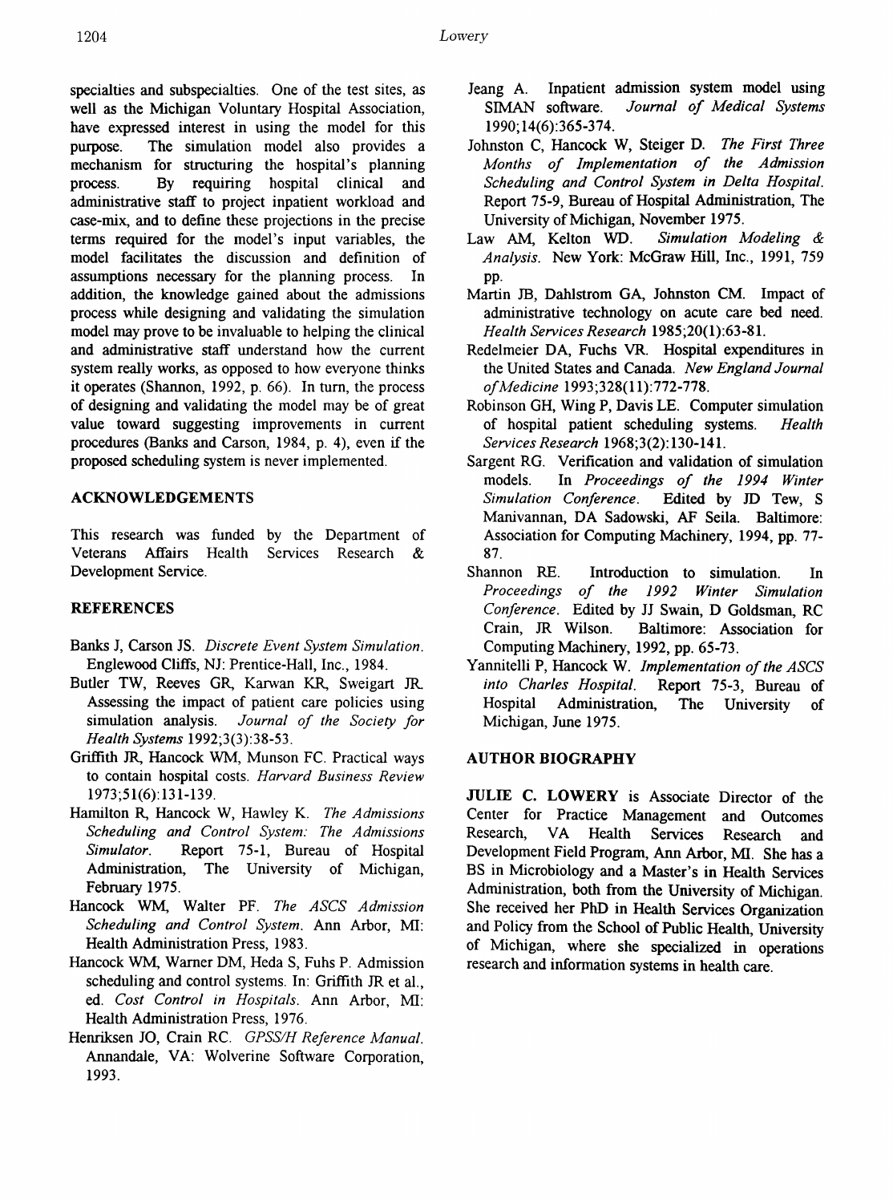specialties and subspecialties. One of the test sites, as well as the Michigan Voluntary Hospital Association, have expressed interest in using the model for this purpose. The simulation model also provides a mechanism for structuring the hospital's planning process. By requiring hospital clinical and administrative staff to project inpatient workload and case-mix, and to define these projections in the precise terms required for the model's input variables, the model facilitates the discussion and definition of assumptions necessary for the planning process. In addition, the knowledge gained about the admissions process while designing and validating the simulation model may prove to be invaluable to helping the clinical and administrative staff understand how the current system really works, as opposed to how everyone thinks it operates (Shannon, 1992, p. 66). In turn, the process of designing and validating the model may be of great value toward suggesting improvements in current procedures (Banks and Carson, 1984, p. 4), even if the proposed scheduling system is never implemented.

## ACKNOWLEDGEMENTS

This research was funded by the Department of Veterans Affairs Health Services Research & Development Service.

## REFERENCES

Banks J, Carson JS. *Discrete Event System Simulation.* Englewood Cliffs, NJ: Prentice-Hall, Inc., 1984.

Butler TW, Reeves GR, Karwan KR, Sweigart JR. Assessing the impact of patient care policies using simulation analysis. *Journal of the Society for Health Systems* 1992;3(3):38-53.

Griffith JR, Hancock WM, Munson FC. Practical ways to contain hospital costs. *Harvard Business Review* 1973;51(6):131-139.

Hamilton R, Hancock W, Hawley K. *The Admissions Scheduling and Control System: The Admissions Simulator.* Report 75-1, Bureau of Hospital Administration, The University of Michigan, February 1975.

Hancock WM, Walter PF. *The ASCS Admission Scheduling and Control System.* Ann Arbor, MI: Health Administration Press, 1983.

Hancock WM, Warner DM, Heda S, Fuhs P. Admission scheduling and control systems. In: Griffith JR et al., ed. *Cost Control in Hospitals.* Ann Arbor, MI: Health Administration Press, 1976.

Henriksen JO, Crain RC. *GPSS/H Reference Manual.* Annandale, VA: Wolverine Software Corporation, 1993.

Jeang A. Inpatient admission system model using SIMAN software. *Journal of Medical Systems* 1990;14(6):365-374.

Johnston C, Hancock W, Steiger D. *The First Three Months of Implementation of the Admission Scheduling and Control System in Delta Hospital.* Report 75-9, Bureau of Hospital Administration, The University of Michigan, November 1975.

Law AM, Kelton WD. *Simulation Modeling & Analysis.* New York: McGraw Hill, Inc., 1991, 759 pp.

Martin JB, Dahlstrom GA, Johnston CM. Impact of administrative technology on acute care bed need. *Health Services Research* 1985;20(1):63-81.

Redelmeier DA, Fuchs VR. Hospital expenditures in the United States and Canada. *New England Journal of Medicine* 1993;328(11):772-778.

Robinson GH, Wing P, Davis LE. Computer simulation of hospital patient scheduling systems. *Health Services Research* 1968;3(2):130-141.

Sargent RG. Verification and validation of simulation models. In *Proceedings of the 1994 Winter Simulation Conference.* Edited by JD Tew, S Manivannan, DA Sadowski, AF Seila. Baltimore: Association for Computing Machinery, 1994, pp. 77-87.

Shannon RE. Introduction to simulation. In *Proceedings of the 1992 Winter Simulation Conference.* Edited by JJ Swain, D Goldsman, RC Crain, JR Wilson. Baltimore: Association for Computing Machinery, 1992, pp. 65-73.

Yannitelli P, Hancock W. *Implementation of the ASCS into Charles Hospital.* Report 75-3, Bureau of Hospital Administration, The University of Michigan, June 1975.

## AUTHOR BIOGRAPHY

**JULIE C. LOWERY** is Associate Director of the Center for Practice Management and Outcomes Research, VA Health Services Research and Development Field Program, Ann Arbor, MI. She has a BS in Microbiology and a Master's in Health Services Administration, both from the University of Michigan. She received her PhD in Health Services Organization and Policy from the School of Public Health, University of Michigan, where she specialized in operations research and information systems in health care.